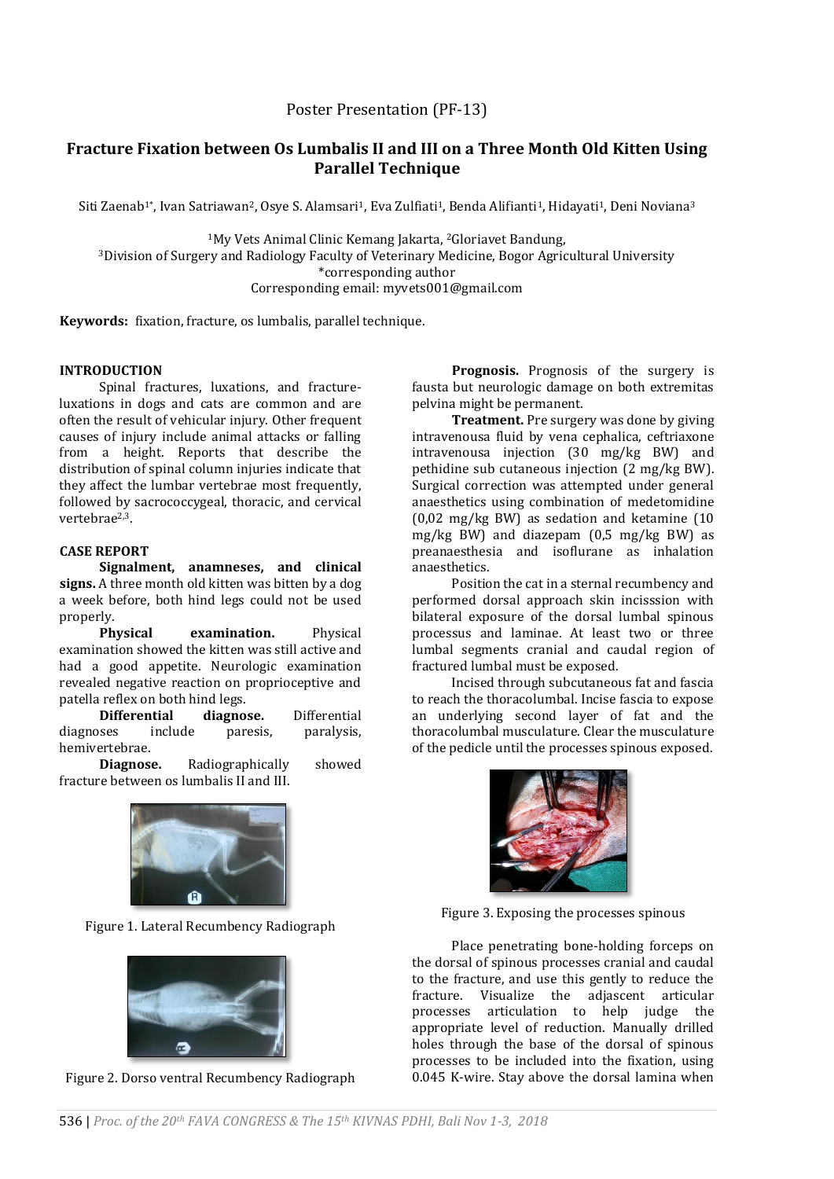Poster Presentation (PF-13)

# Fracture Fixation between Os Lumbalis II and III on a Three Month Old Kitten Using Parallel Technique

Siti Zaenab[1*], Ivan Satriawan[2], Osye S. Alamsari[1], Eva Zulfiati[1], Benda Alifianti[1], Hidayati[1], Deni Noviana[3]

[1]My Vets Animal Clinic Kemang Jakarta, [2]Gloriavet Bandung,
[3]Division of Surgery and Radiology Faculty of Veterinary Medicine, Bogor Agricultural University
*corresponding author
Corresponding email: myvets001@gmail.com

**Keywords:** fixation, fracture, os lumbalis, parallel technique.

## INTRODUCTION

Spinal fractures, luxations, and fracture-luxations in dogs and cats are common and are often the result of vehicular injury. Other frequent causes of injury include animal attacks or falling from a height. Reports that describe the distribution of spinal column injuries indicate that they affect the lumbar vertebrae most frequently, followed by sacrococcygeal, thoracic, and cervical vertebrae[2,3].

## CASE REPORT

**Signalment, anamneses, and clinical signs.** A three month old kitten was bitten by a dog a week before, both hind legs could not be used properly.

**Physical examination.** Physical examination showed the kitten was still active and had a good appetite. Neurologic examination revealed negative reaction on proprioceptive and patella reflex on both hind legs.

**Differential diagnose.** Differential diagnoses include paresis, paralysis, hemivertebrae.

**Diagnose.** Radiographically showed fracture between os lumbalis II and III.

Figure 1. Lateral Recumbency Radiograph

Figure 2. Dorso ventral Recumbency Radiograph

**Prognosis.** Prognosis of the surgery is fausta but neurologic damage on both extremitas pelvina might be permanent.

**Treatment.** Pre surgery was done by giving intravenousa fluid by vena cephalica, ceftriaxone intravenousa injection (30 mg/kg BW) and pethidine sub cutaneous injection (2 mg/kg BW). Surgical correction was attempted under general anaesthetics using combination of medetomidine (0,02 mg/kg BW) as sedation and ketamine (10 mg/kg BW) and diazepam (0,5 mg/kg BW) as preanaesthesia and isoflurane as inhalation anaesthetics.

Position the cat in a sternal recumbency and performed dorsal approach skin incisssion with bilateral exposure of the dorsal lumbal spinous processus and laminae. At least two or three lumbal segments cranial and caudal region of fractured lumbal must be exposed.

Incised through subcutaneous fat and fascia to reach the thoracolumbal. Incise fascia to expose an underlying second layer of fat and the thoracolumbal musculature. Clear the musculature of the pedicle until the processes spinous exposed.

Figure 3. Exposing the processes spinous

Place penetrating bone-holding forceps on the dorsal of spinous processes cranial and caudal to the fracture, and use this gently to reduce the fracture. Visualize the adjascent articular processes articulation to help judge the appropriate level of reduction. Manually drilled holes through the base of the dorsal of spinous processes to be included into the fixation, using 0.045 K-wire. Stay above the dorsal lamina when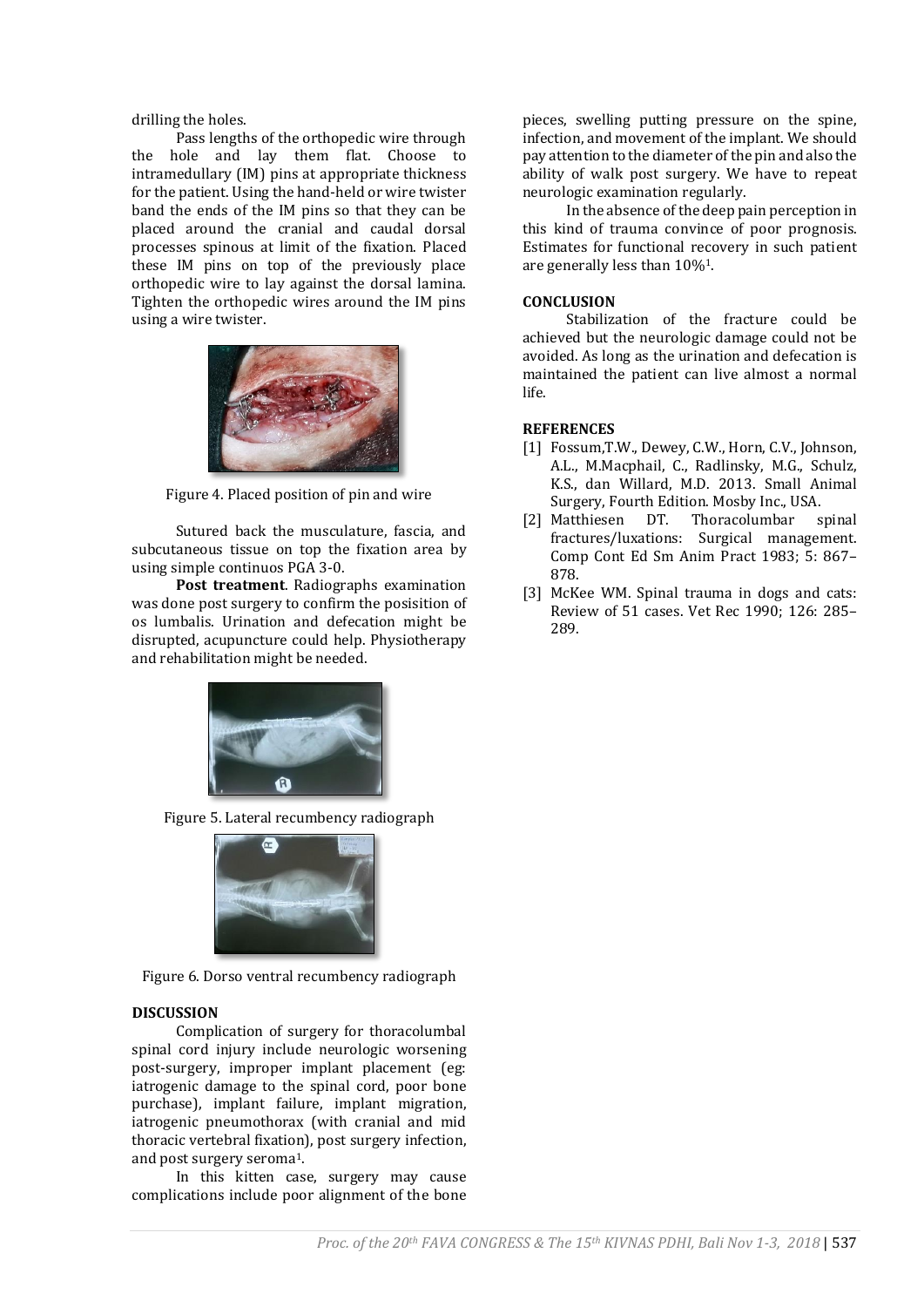drilling the holes.

Pass lengths of the orthopedic wire through the hole and lay them flat. Choose to intramedullary (IM) pins at appropriate thickness for the patient. Using the hand-held or wire twister band the ends of the IM pins so that they can be placed around the cranial and caudal dorsal processes spinous at limit of the fixation. Placed these IM pins on top of the previously place orthopedic wire to lay against the dorsal lamina. Tighten the orthopedic wires around the IM pins using a wire twister.

Figure 4. Placed position of pin and wire

Sutured back the musculature, fascia, and subcutaneous tissue on top the fixation area by using simple continuos PGA 3-0.

**Post treatment**. Radiographs examination was done post surgery to confirm the posisition of os lumbalis. Urination and defecation might be disrupted, acupuncture could help. Physiotherapy and rehabilitation might be needed.

Figure 5. Lateral recumbency radiograph

Figure 6. Dorso ventral recumbency radiograph

## DISCUSSION

Complication of surgery for thoracolumbal spinal cord injury include neurologic worsening post-surgery, improper implant placement (eg: iatrogenic damage to the spinal cord, poor bone purchase), implant failure, implant migration, iatrogenic pneumothorax (with cranial and mid thoracic vertebral fixation), post surgery infection, and post surgery seroma[1].

In this kitten case, surgery may cause complications include poor alignment of the bone pieces, swelling putting pressure on the spine, infection, and movement of the implant. We should pay attention to the diameter of the pin and also the ability of walk post surgery. We have to repeat neurologic examination regularly.

In the absence of the deep pain perception in this kind of trauma convince of poor prognosis. Estimates for functional recovery in such patient are generally less than 10%[1].

## CONCLUSION

Stabilization of the fracture could be achieved but the neurologic damage could not be avoided. As long as the urination and defecation is maintained the patient can live almost a normal life.

## REFERENCES

[1] Fossum,T.W., Dewey, C.W., Horn, C.V., Johnson, A.L., M.Macphail, C., Radlinsky, M.G., Schulz, K.S., dan Willard, M.D. 2013. Small Animal Surgery, Fourth Edition. Mosby Inc., USA.

[2] Matthiesen DT. Thoracolumbar spinal fractures/luxations: Surgical management. Comp Cont Ed Sm Anim Pract 1983; 5: 867–878.

[3] McKee WM. Spinal trauma in dogs and cats: Review of 51 cases. Vet Rec 1990; 126: 285–289.